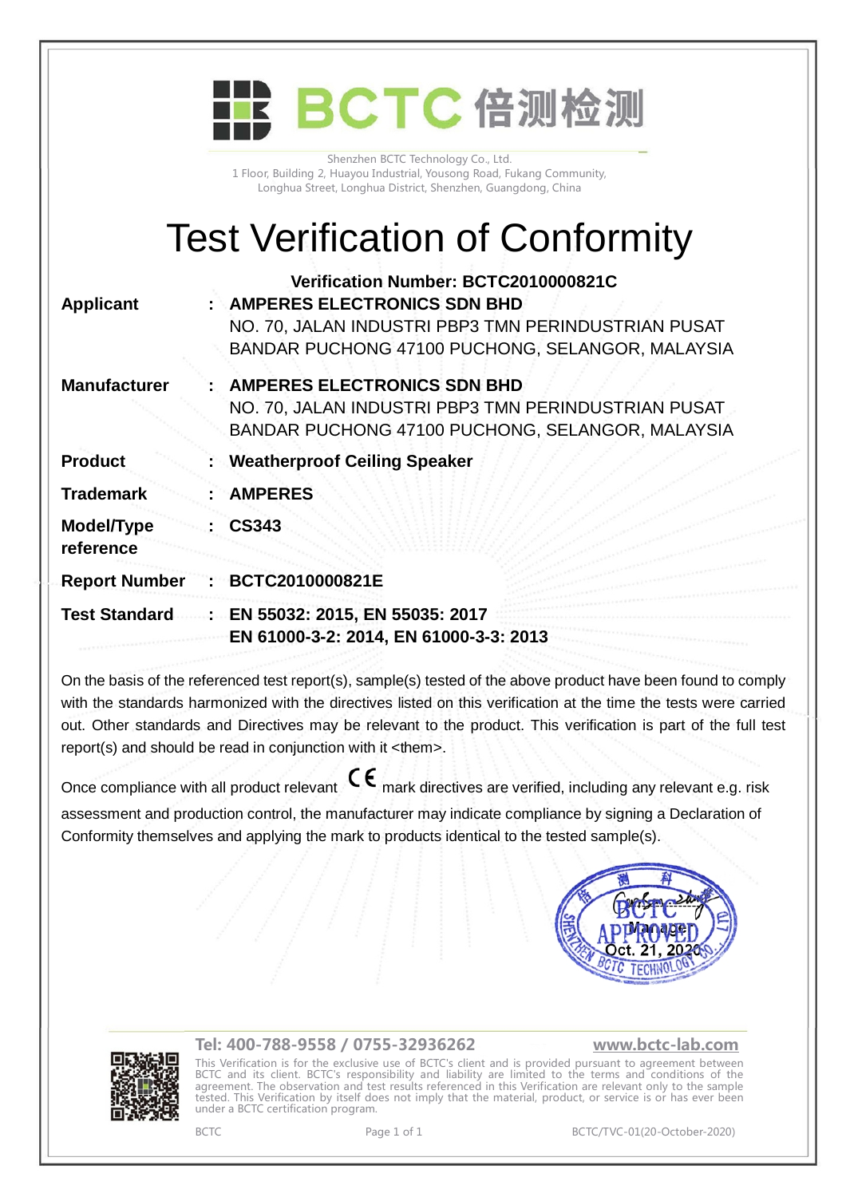# BCTC 倍测检测

Shenzhen BCTC Technology Co., Ltd.
1 Floor, Building 2, Huayou Industrial, Yousong Road, Fukang Community,
Longhua Street, Longhua District, Shenzhen, Guangdong, China

# Test Verification of Conformity

**Verification Number: BCTC2010000821C**

| | | |
|---|---|---|
| **Applicant** | : | **AMPERES ELECTRONICS SDN BHD**<br>NO. 70, JALAN INDUSTRI PBP3 TMN PERINDUSTRIAN PUSAT<br>BANDAR PUCHONG 47100 PUCHONG, SELANGOR, MALAYSIA |
| **Manufacturer** | : | **AMPERES ELECTRONICS SDN BHD**<br>NO. 70, JALAN INDUSTRI PBP3 TMN PERINDUSTRIAN PUSAT<br>BANDAR PUCHONG 47100 PUCHONG, SELANGOR, MALAYSIA |
| **Product** | : | **Weatherproof Ceiling Speaker** |
| **Trademark** | : | **AMPERES** |
| **Model/Type reference** | : | **CS343** |
| **Report Number** | : | **BCTC2010000821E** |
| **Test Standard** | : | **EN 55032: 2015, EN 55035: 2017**<br>**EN 61000-3-2: 2014, EN 61000-3-3: 2013** |

On the basis of the referenced test report(s), sample(s) tested of the above product have been found to comply with the standards harmonized with the directives listed on this verification at the time the tests were carried out. Other standards and Directives may be relevant to the product. This verification is part of the full test report(s) and should be read in conjunction with it <them>.

Once compliance with all product relevant CE mark directives are verified, including any relevant e.g. risk assessment and production control, the manufacturer may indicate compliance by signing a Declaration of Conformity themselves and applying the mark to products identical to the tested sample(s).

Manager
Oct. 21, 2020

SHENZHEN BCTC TECHNOLOGY CO., LTD.
BCTC APPROVED

**Tel: 400-788-9558 / 0755-32936262** **www.bctc-lab.com**

This Verification is for the exclusive use of BCTC's client and is provided pursuant to agreement between BCTC and its client. BCTC's responsibility and liability are limited to the terms and conditions of the agreement. The observation and test results referenced in this Verification are relevant only to the sample tested. This Verification by itself does not imply that the material, product, or service is or has ever been under a BCTC certification program.

BCTC BCTC/TVC-01(20-October-2020)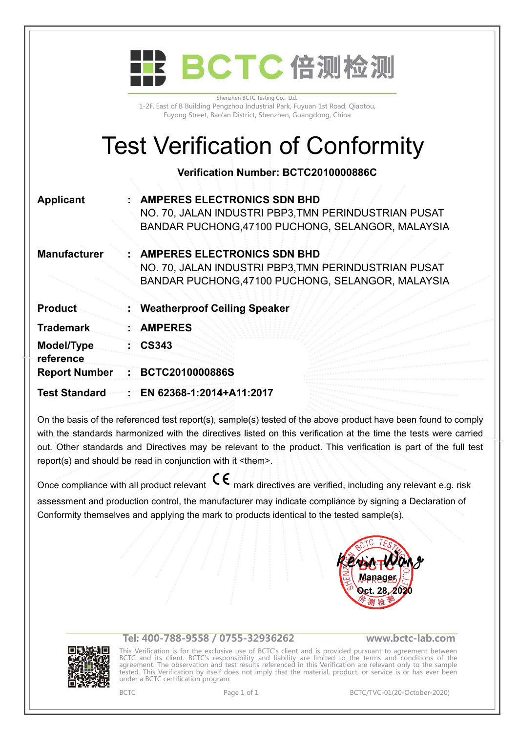BCTC 倍测检测

Shenzhen BCTC Testing Co., Ltd.
1-2F, East of B Building Pengzhou Industrial Park, Fuyuan 1st Road, Qiaotou, Fuyong Street, Bao'an District, Shenzhen, Guangdong, China

# Test Verification of Conformity

**Verification Number: BCTC2010000886C**

| | | |
|---|---|---|
| **Applicant** | : | **AMPERES ELECTRONICS SDN BHD**<br>NO. 70, JALAN INDUSTRI PBP3,TMN PERINDUSTRIAN PUSAT BANDAR PUCHONG,47100 PUCHONG, SELANGOR, MALAYSIA |
| **Manufacturer** | : | **AMPERES ELECTRONICS SDN BHD**<br>NO. 70, JALAN INDUSTRI PBP3,TMN PERINDUSTRIAN PUSAT BANDAR PUCHONG,47100 PUCHONG, SELANGOR, MALAYSIA |
| **Product** | : | **Weatherproof Ceiling Speaker** |
| **Trademark** | : | **AMPERES** |
| **Model/Type reference** | : | **CS343** |
| **Report Number** | : | **BCTC2010000886S** |
| **Test Standard** | : | **EN 62368-1:2014+A11:2017** |

On the basis of the referenced test report(s), sample(s) tested of the above product have been found to comply with the standards harmonized with the directives listed on this verification at the time the tests were carried out. Other standards and Directives may be relevant to the product. This verification is part of the full test report(s) and should be read in conjunction with it <them>.

Once compliance with all product relevant CE mark directives are verified, including any relevant e.g. risk assessment and production control, the manufacturer may indicate compliance by signing a Declaration of Conformity themselves and applying the mark to products identical to the tested sample(s).

Kevin Wang
Manager
Oct. 28, 2020

Tel: 400-788-9558 / 0755-32936262 www.bctc-lab.com

This Verification is for the exclusive use of BCTC's client and is provided pursuant to agreement between BCTC and its client. BCTC's responsibility and liability are limited to the terms and conditions of the agreement. The observation and test results referenced in this Verification are relevant only to the sample tested. This Verification by itself does not imply that the material, product, or service is or has ever been under a BCTC certification program.

BCTC BCTC/TVC-01(20-October-2020)